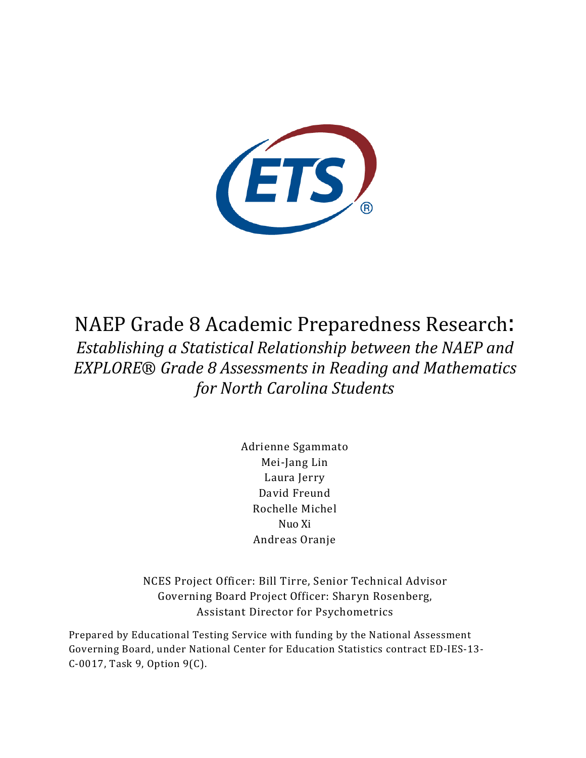# NAEP Grade 8 Academic Preparedness Research:

*Establishing a Statistical Relationship between the NAEP and EXPLORE® Grade 8 Assessments in Reading and Mathematics for North Carolina Students*

Adrienne Sgammato
Mei-Jang Lin
Laura Jerry
David Freund
Rochelle Michel
Nuo Xi
Andreas Oranje

NCES Project Officer: Bill Tirre, Senior Technical Advisor
Governing Board Project Officer: Sharyn Rosenberg, Assistant Director for Psychometrics

Prepared by Educational Testing Service with funding by the National Assessment Governing Board, under National Center for Education Statistics contract ED-IES-13-C-0017, Task 9, Option 9(C).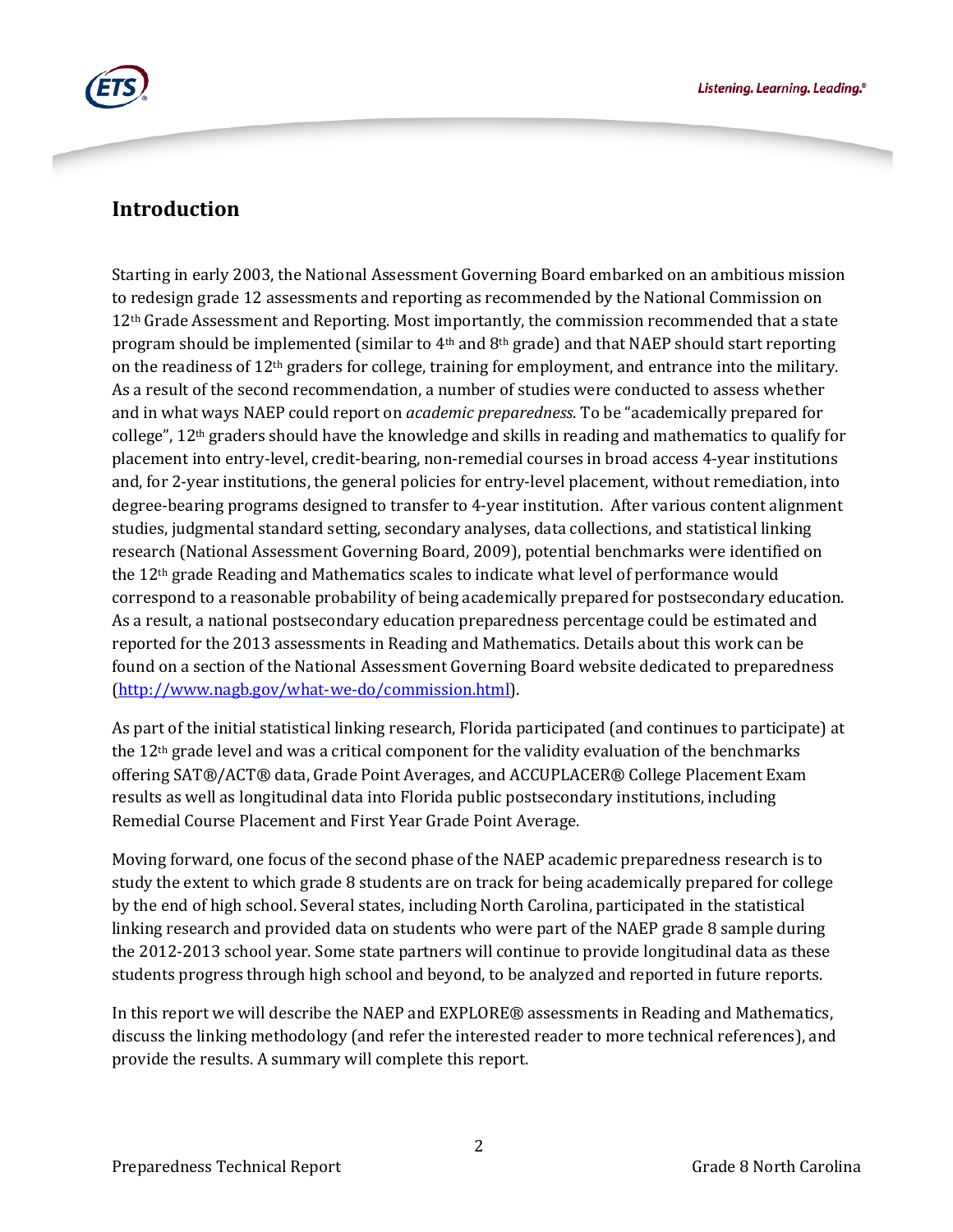## Introduction

Starting in early 2003, the National Assessment Governing Board embarked on an ambitious mission to redesign grade 12 assessments and reporting as recommended by the National Commission on 12th Grade Assessment and Reporting. Most importantly, the commission recommended that a state program should be implemented (similar to 4th and 8th grade) and that NAEP should start reporting on the readiness of 12th graders for college, training for employment, and entrance into the military. As a result of the second recommendation, a number of studies were conducted to assess whether and in what ways NAEP could report on *academic preparedness*. To be "academically prepared for college", 12th graders should have the knowledge and skills in reading and mathematics to qualify for placement into entry-level, credit-bearing, non-remedial courses in broad access 4-year institutions and, for 2-year institutions, the general policies for entry-level placement, without remediation, into degree-bearing programs designed to transfer to 4-year institution. After various content alignment studies, judgmental standard setting, secondary analyses, data collections, and statistical linking research (National Assessment Governing Board, 2009), potential benchmarks were identified on the 12th grade Reading and Mathematics scales to indicate what level of performance would correspond to a reasonable probability of being academically prepared for postsecondary education. As a result, a national postsecondary education preparedness percentage could be estimated and reported for the 2013 assessments in Reading and Mathematics. Details about this work can be found on a section of the National Assessment Governing Board website dedicated to preparedness (http://www.nagb.gov/what-we-do/commission.html).

As part of the initial statistical linking research, Florida participated (and continues to participate) at the 12th grade level and was a critical component for the validity evaluation of the benchmarks offering SAT®/ACT® data, Grade Point Averages, and ACCUPLACER® College Placement Exam results as well as longitudinal data into Florida public postsecondary institutions, including Remedial Course Placement and First Year Grade Point Average.

Moving forward, one focus of the second phase of the NAEP academic preparedness research is to study the extent to which grade 8 students are on track for being academically prepared for college by the end of high school. Several states, including North Carolina, participated in the statistical linking research and provided data on students who were part of the NAEP grade 8 sample during the 2012-2013 school year. Some state partners will continue to provide longitudinal data as these students progress through high school and beyond, to be analyzed and reported in future reports.

In this report we will describe the NAEP and EXPLORE® assessments in Reading and Mathematics, discuss the linking methodology (and refer the interested reader to more technical references), and provide the results. A summary will complete this report.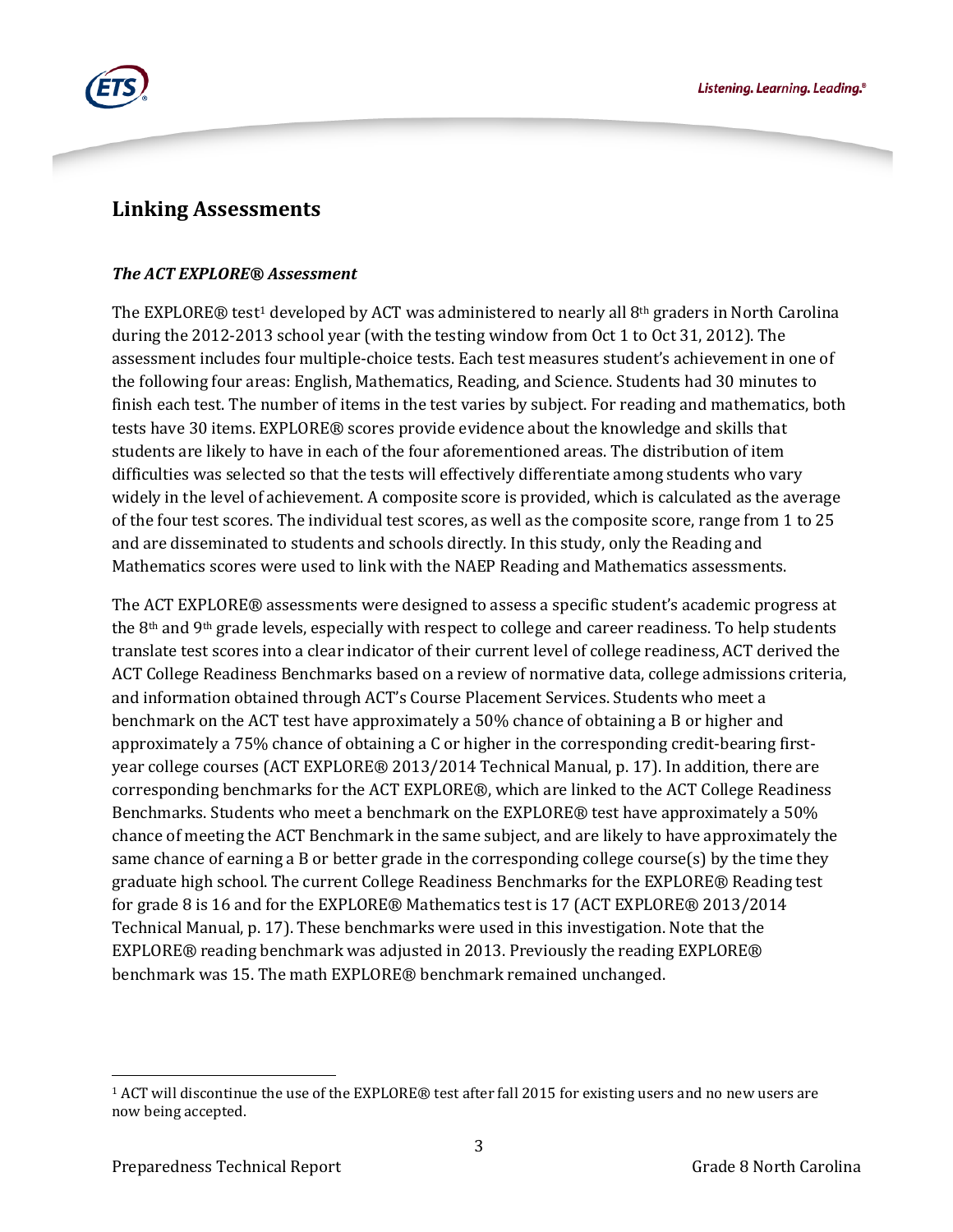## Linking Assessments

### *The ACT EXPLORE® Assessment*

The EXPLORE® test[1] developed by ACT was administered to nearly all 8th graders in North Carolina during the 2012-2013 school year (with the testing window from Oct 1 to Oct 31, 2012). The assessment includes four multiple-choice tests. Each test measures student's achievement in one of the following four areas: English, Mathematics, Reading, and Science. Students had 30 minutes to finish each test. The number of items in the test varies by subject. For reading and mathematics, both tests have 30 items. EXPLORE® scores provide evidence about the knowledge and skills that students are likely to have in each of the four aforementioned areas. The distribution of item difficulties was selected so that the tests will effectively differentiate among students who vary widely in the level of achievement. A composite score is provided, which is calculated as the average of the four test scores. The individual test scores, as well as the composite score, range from 1 to 25 and are disseminated to students and schools directly. In this study, only the Reading and Mathematics scores were used to link with the NAEP Reading and Mathematics assessments.

The ACT EXPLORE® assessments were designed to assess a specific student's academic progress at the 8th and 9th grade levels, especially with respect to college and career readiness. To help students translate test scores into a clear indicator of their current level of college readiness, ACT derived the ACT College Readiness Benchmarks based on a review of normative data, college admissions criteria, and information obtained through ACT's Course Placement Services. Students who meet a benchmark on the ACT test have approximately a 50% chance of obtaining a B or higher and approximately a 75% chance of obtaining a C or higher in the corresponding credit-bearing first-year college courses (ACT EXPLORE® 2013/2014 Technical Manual, p. 17). In addition, there are corresponding benchmarks for the ACT EXPLORE®, which are linked to the ACT College Readiness Benchmarks. Students who meet a benchmark on the EXPLORE® test have approximately a 50% chance of meeting the ACT Benchmark in the same subject, and are likely to have approximately the same chance of earning a B or better grade in the corresponding college course(s) by the time they graduate high school. The current College Readiness Benchmarks for the EXPLORE® Reading test for grade 8 is 16 and for the EXPLORE® Mathematics test is 17 (ACT EXPLORE® 2013/2014 Technical Manual, p. 17). These benchmarks were used in this investigation. Note that the EXPLORE® reading benchmark was adjusted in 2013. Previously the reading EXPLORE® benchmark was 15. The math EXPLORE® benchmark remained unchanged.

[1] ACT will discontinue the use of the EXPLORE® test after fall 2015 for existing users and no new users are now being accepted.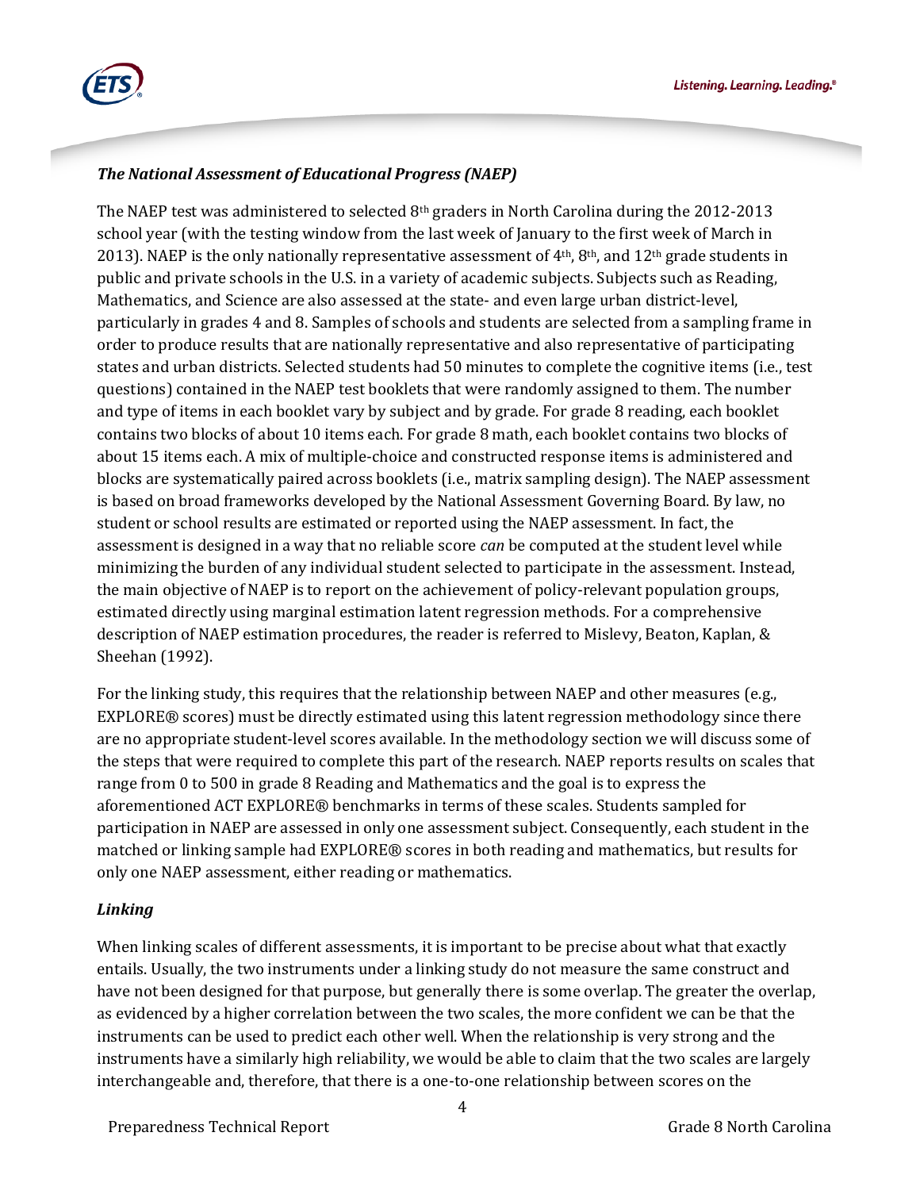***The National Assessment of Educational Progress (NAEP)***

The NAEP test was administered to selected 8th graders in North Carolina during the 2012-2013 school year (with the testing window from the last week of January to the first week of March in 2013). NAEP is the only nationally representative assessment of 4th, 8th, and 12th grade students in public and private schools in the U.S. in a variety of academic subjects. Subjects such as Reading, Mathematics, and Science are also assessed at the state- and even large urban district-level, particularly in grades 4 and 8. Samples of schools and students are selected from a sampling frame in order to produce results that are nationally representative and also representative of participating states and urban districts. Selected students had 50 minutes to complete the cognitive items (i.e., test questions) contained in the NAEP test booklets that were randomly assigned to them. The number and type of items in each booklet vary by subject and by grade. For grade 8 reading, each booklet contains two blocks of about 10 items each. For grade 8 math, each booklet contains two blocks of about 15 items each. A mix of multiple-choice and constructed response items is administered and blocks are systematically paired across booklets (i.e., matrix sampling design). The NAEP assessment is based on broad frameworks developed by the National Assessment Governing Board. By law, no student or school results are estimated or reported using the NAEP assessment. In fact, the assessment is designed in a way that no reliable score *can* be computed at the student level while minimizing the burden of any individual student selected to participate in the assessment. Instead, the main objective of NAEP is to report on the achievement of policy-relevant population groups, estimated directly using marginal estimation latent regression methods. For a comprehensive description of NAEP estimation procedures, the reader is referred to Mislevy, Beaton, Kaplan, & Sheehan (1992).

For the linking study, this requires that the relationship between NAEP and other measures (e.g., EXPLORE® scores) must be directly estimated using this latent regression methodology since there are no appropriate student-level scores available. In the methodology section we will discuss some of the steps that were required to complete this part of the research. NAEP reports results on scales that range from 0 to 500 in grade 8 Reading and Mathematics and the goal is to express the aforementioned ACT EXPLORE® benchmarks in terms of these scales. Students sampled for participation in NAEP are assessed in only one assessment subject. Consequently, each student in the matched or linking sample had EXPLORE® scores in both reading and mathematics, but results for only one NAEP assessment, either reading or mathematics.

***Linking***

When linking scales of different assessments, it is important to be precise about what that exactly entails. Usually, the two instruments under a linking study do not measure the same construct and have not been designed for that purpose, but generally there is some overlap. The greater the overlap, as evidenced by a higher correlation between the two scales, the more confident we can be that the instruments can be used to predict each other well. When the relationship is very strong and the instruments have a similarly high reliability, we would be able to claim that the two scales are largely interchangeable and, therefore, that there is a one-to-one relationship between scores on the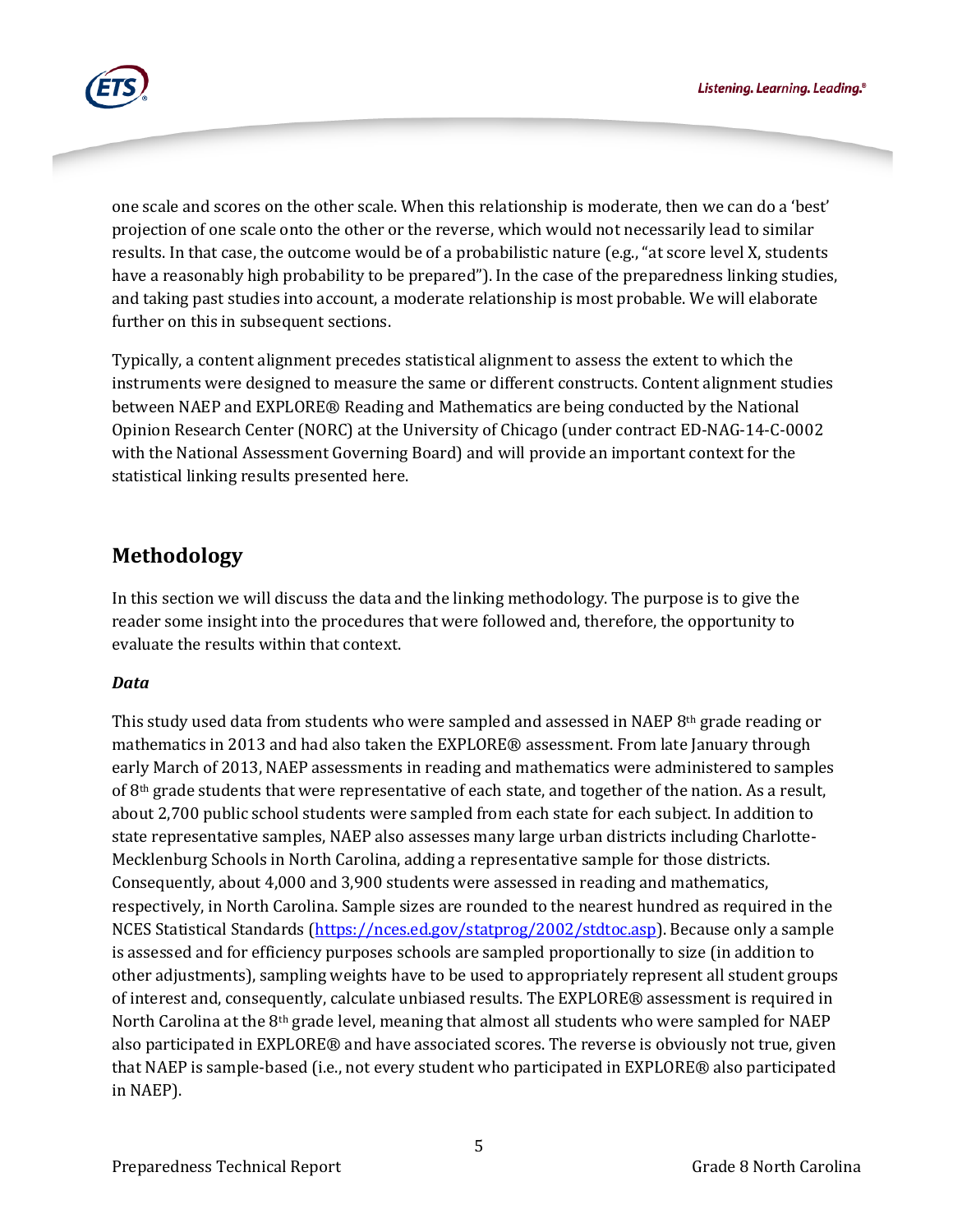one scale and scores on the other scale. When this relationship is moderate, then we can do a 'best' projection of one scale onto the other or the reverse, which would not necessarily lead to similar results. In that case, the outcome would be of a probabilistic nature (e.g., "at score level X, students have a reasonably high probability to be prepared"). In the case of the preparedness linking studies, and taking past studies into account, a moderate relationship is most probable. We will elaborate further on this in subsequent sections.

Typically, a content alignment precedes statistical alignment to assess the extent to which the instruments were designed to measure the same or different constructs. Content alignment studies between NAEP and EXPLORE® Reading and Mathematics are being conducted by the National Opinion Research Center (NORC) at the University of Chicago (under contract ED-NAG-14-C-0002 with the National Assessment Governing Board) and will provide an important context for the statistical linking results presented here.

## Methodology

In this section we will discuss the data and the linking methodology. The purpose is to give the reader some insight into the procedures that were followed and, therefore, the opportunity to evaluate the results within that context.

### *Data*

This study used data from students who were sampled and assessed in NAEP 8th grade reading or mathematics in 2013 and had also taken the EXPLORE® assessment. From late January through early March of 2013, NAEP assessments in reading and mathematics were administered to samples of 8th grade students that were representative of each state, and together of the nation. As a result, about 2,700 public school students were sampled from each state for each subject. In addition to state representative samples, NAEP also assesses many large urban districts including Charlotte-Mecklenburg Schools in North Carolina, adding a representative sample for those districts. Consequently, about 4,000 and 3,900 students were assessed in reading and mathematics, respectively, in North Carolina. Sample sizes are rounded to the nearest hundred as required in the NCES Statistical Standards (https://nces.ed.gov/statprog/2002/stdtoc.asp). Because only a sample is assessed and for efficiency purposes schools are sampled proportionally to size (in addition to other adjustments), sampling weights have to be used to appropriately represent all student groups of interest and, consequently, calculate unbiased results. The EXPLORE® assessment is required in North Carolina at the 8th grade level, meaning that almost all students who were sampled for NAEP also participated in EXPLORE® and have associated scores. The reverse is obviously not true, given that NAEP is sample-based (i.e., not every student who participated in EXPLORE® also participated in NAEP).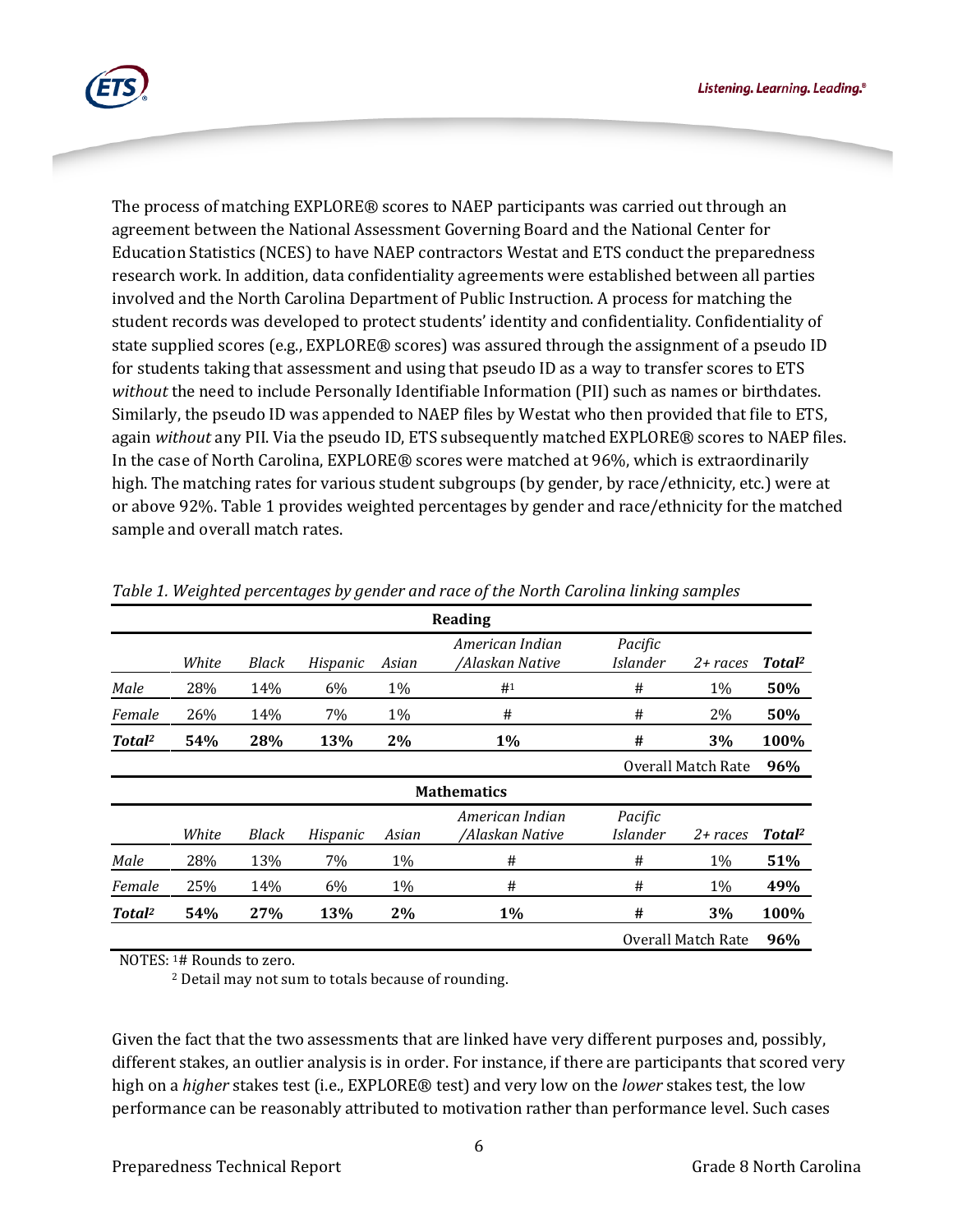The process of matching EXPLORE® scores to NAEP participants was carried out through an agreement between the National Assessment Governing Board and the National Center for Education Statistics (NCES) to have NAEP contractors Westat and ETS conduct the preparedness research work. In addition, data confidentiality agreements were established between all parties involved and the North Carolina Department of Public Instruction. A process for matching the student records was developed to protect students' identity and confidentiality. Confidentiality of state supplied scores (e.g., EXPLORE® scores) was assured through the assignment of a pseudo ID for students taking that assessment and using that pseudo ID as a way to transfer scores to ETS *without* the need to include Personally Identifiable Information (PII) such as names or birthdates. Similarly, the pseudo ID was appended to NAEP files by Westat who then provided that file to ETS, again *without* any PII. Via the pseudo ID, ETS subsequently matched EXPLORE® scores to NAEP files. In the case of North Carolina, EXPLORE® scores were matched at 96%, which is extraordinarily high. The matching rates for various student subgroups (by gender, by race/ethnicity, etc.) were at or above 92%. Table 1 provides weighted percentages by gender and race/ethnicity for the matched sample and overall match rates.

*Table 1. Weighted percentages by gender and race of the North Carolina linking samples*

| | *White* | *Black* | *Hispanic* | *Asian* | *American Indian /Alaskan Native* | *Pacific Islander* | *2+ races* | ***Total*[2]** |
|---|---|---|---|---|---|---|---|---|
| **Reading** | | | | | | | | |
| *Male* | 28% | 14% | 6% | 1% | #[1] | # | 1% | **50%** |
| *Female* | 26% | 14% | 7% | 1% | # | # | 2% | **50%** |
| ***Total*[2]** | **54%** | **28%** | **13%** | **2%** | **1%** | **#** | **3%** | **100%** |
| | | | | | | | Overall Match Rate | **96%** |
| **Mathematics** | | | | | | | | |
| *Male* | 28% | 13% | 7% | 1% | # | # | 1% | **51%** |
| *Female* | 25% | 14% | 6% | 1% | # | # | 1% | **49%** |
| ***Total*[2]** | **54%** | **27%** | **13%** | **2%** | **1%** | **#** | **3%** | **100%** |
| | | | | | | | Overall Match Rate | **96%** |

NOTES: [1] # Rounds to zero.
[2] Detail may not sum to totals because of rounding.

Given the fact that the two assessments that are linked have very different purposes and, possibly, different stakes, an outlier analysis is in order. For instance, if there are participants that scored very high on a *higher* stakes test (i.e., EXPLORE® test) and very low on the *lower* stakes test, the low performance can be reasonably attributed to motivation rather than performance level. Such cases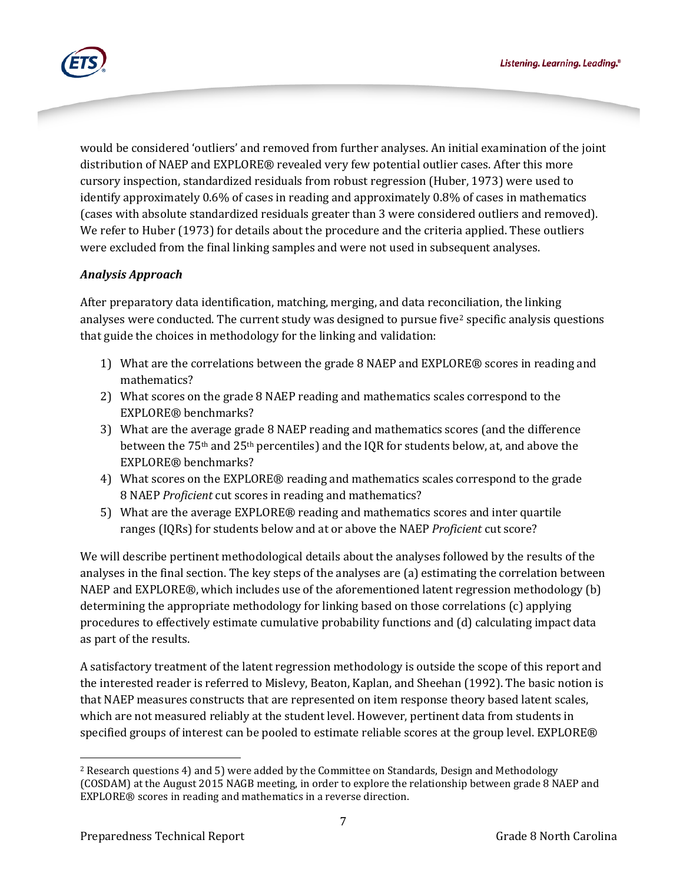would be considered 'outliers' and removed from further analyses. An initial examination of the joint distribution of NAEP and EXPLORE® revealed very few potential outlier cases. After this more cursory inspection, standardized residuals from robust regression (Huber, 1973) were used to identify approximately 0.6% of cases in reading and approximately 0.8% of cases in mathematics (cases with absolute standardized residuals greater than 3 were considered outliers and removed). We refer to Huber (1973) for details about the procedure and the criteria applied. These outliers were excluded from the final linking samples and were not used in subsequent analyses.

### *Analysis Approach*

After preparatory data identification, matching, merging, and data reconciliation, the linking analyses were conducted. The current study was designed to pursue five[2] specific analysis questions that guide the choices in methodology for the linking and validation:

1) What are the correlations between the grade 8 NAEP and EXPLORE® scores in reading and mathematics?
2) What scores on the grade 8 NAEP reading and mathematics scales correspond to the EXPLORE® benchmarks?
3) What are the average grade 8 NAEP reading and mathematics scores (and the difference between the 75th and 25th percentiles) and the IQR for students below, at, and above the EXPLORE® benchmarks?
4) What scores on the EXPLORE® reading and mathematics scales correspond to the grade 8 NAEP *Proficient* cut scores in reading and mathematics?
5) What are the average EXPLORE® reading and mathematics scores and inter quartile ranges (IQRs) for students below and at or above the NAEP *Proficient* cut score?

We will describe pertinent methodological details about the analyses followed by the results of the analyses in the final section. The key steps of the analyses are (a) estimating the correlation between NAEP and EXPLORE®, which includes use of the aforementioned latent regression methodology (b) determining the appropriate methodology for linking based on those correlations (c) applying procedures to effectively estimate cumulative probability functions and (d) calculating impact data as part of the results.

A satisfactory treatment of the latent regression methodology is outside the scope of this report and the interested reader is referred to Mislevy, Beaton, Kaplan, and Sheehan (1992). The basic notion is that NAEP measures constructs that are represented on item response theory based latent scales, which are not measured reliably at the student level. However, pertinent data from students in specified groups of interest can be pooled to estimate reliable scores at the group level. EXPLORE®

---

[2] Research questions 4) and 5) were added by the Committee on Standards, Design and Methodology (COSDAM) at the August 2015 NAGB meeting, in order to explore the relationship between grade 8 NAEP and EXPLORE® scores in reading and mathematics in a reverse direction.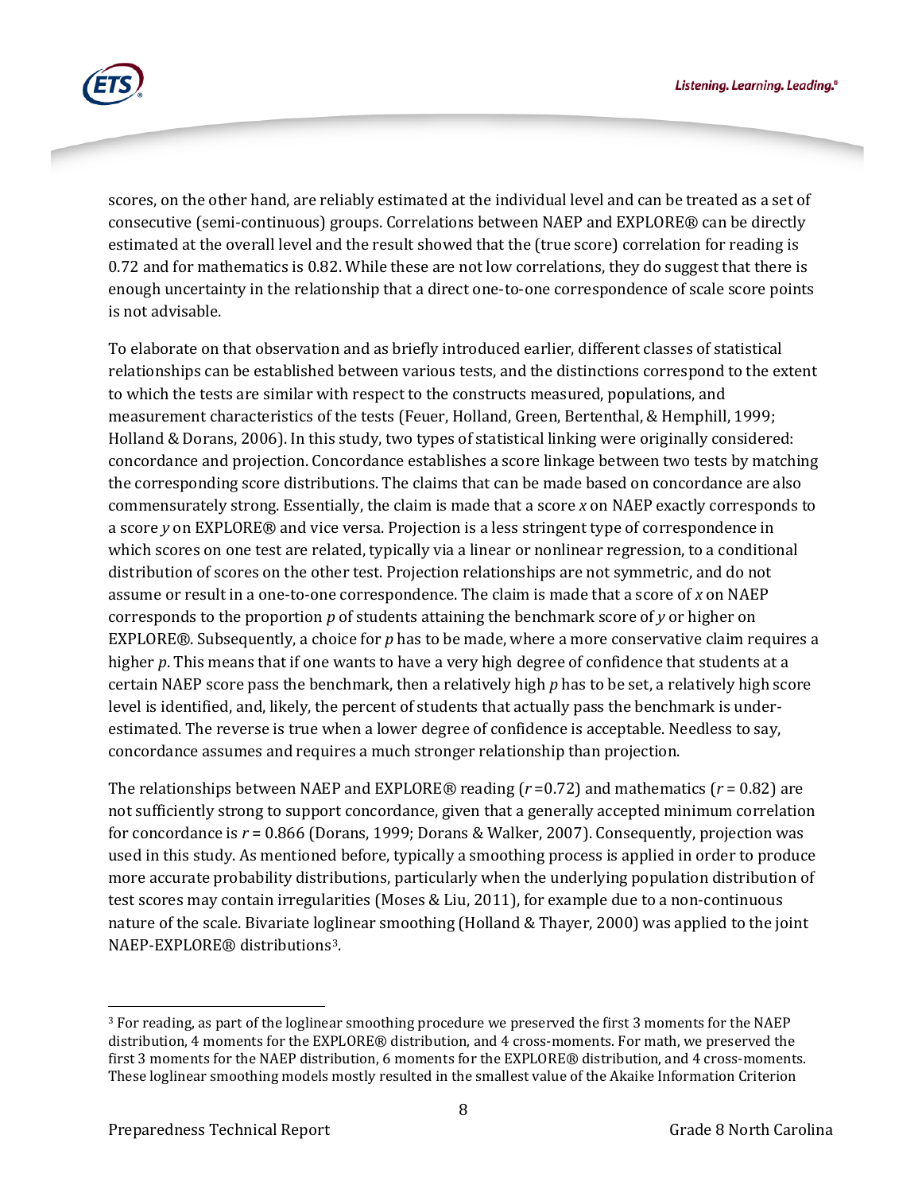scores, on the other hand, are reliably estimated at the individual level and can be treated as a set of consecutive (semi-continuous) groups. Correlations between NAEP and EXPLORE® can be directly estimated at the overall level and the result showed that the (true score) correlation for reading is 0.72 and for mathematics is 0.82. While these are not low correlations, they do suggest that there is enough uncertainty in the relationship that a direct one-to-one correspondence of scale score points is not advisable.

To elaborate on that observation and as briefly introduced earlier, different classes of statistical relationships can be established between various tests, and the distinctions correspond to the extent to which the tests are similar with respect to the constructs measured, populations, and measurement characteristics of the tests (Feuer, Holland, Green, Bertenthal, & Hemphill, 1999; Holland & Dorans, 2006). In this study, two types of statistical linking were originally considered: concordance and projection. Concordance establishes a score linkage between two tests by matching the corresponding score distributions. The claims that can be made based on concordance are also commensurately strong. Essentially, the claim is made that a score $x$ on NAEP exactly corresponds to a score $y$ on EXPLORE® and vice versa. Projection is a less stringent type of correspondence in which scores on one test are related, typically via a linear or nonlinear regression, to a conditional distribution of scores on the other test. Projection relationships are not symmetric, and do not assume or result in a one-to-one correspondence. The claim is made that a score of $x$ on NAEP corresponds to the proportion $p$ of students attaining the benchmark score of $y$ or higher on EXPLORE®. Subsequently, a choice for $p$ has to be made, where a more conservative claim requires a higher $p$. This means that if one wants to have a very high degree of confidence that students at a certain NAEP score pass the benchmark, then a relatively high $p$ has to be set, a relatively high score level is identified, and, likely, the percent of students that actually pass the benchmark is under-estimated. The reverse is true when a lower degree of confidence is acceptable. Needless to say, concordance assumes and requires a much stronger relationship than projection.

The relationships between NAEP and EXPLORE® reading ($r = 0.72$) and mathematics ($r = 0.82$) are not sufficiently strong to support concordance, given that a generally accepted minimum correlation for concordance is $r = 0.866$ (Dorans, 1999; Dorans & Walker, 2007). Consequently, projection was used in this study. As mentioned before, typically a smoothing process is applied in order to produce more accurate probability distributions, particularly when the underlying population distribution of test scores may contain irregularities (Moses & Liu, 2011), for example due to a non-continuous nature of the scale. Bivariate loglinear smoothing (Holland & Thayer, 2000) was applied to the joint NAEP-EXPLORE® distributions[3].

[3] For reading, as part of the loglinear smoothing procedure we preserved the first 3 moments for the NAEP distribution, 4 moments for the EXPLORE® distribution, and 4 cross-moments. For math, we preserved the first 3 moments for the NAEP distribution, 6 moments for the EXPLORE® distribution, and 4 cross-moments. These loglinear smoothing models mostly resulted in the smallest value of the Akaike Information Criterion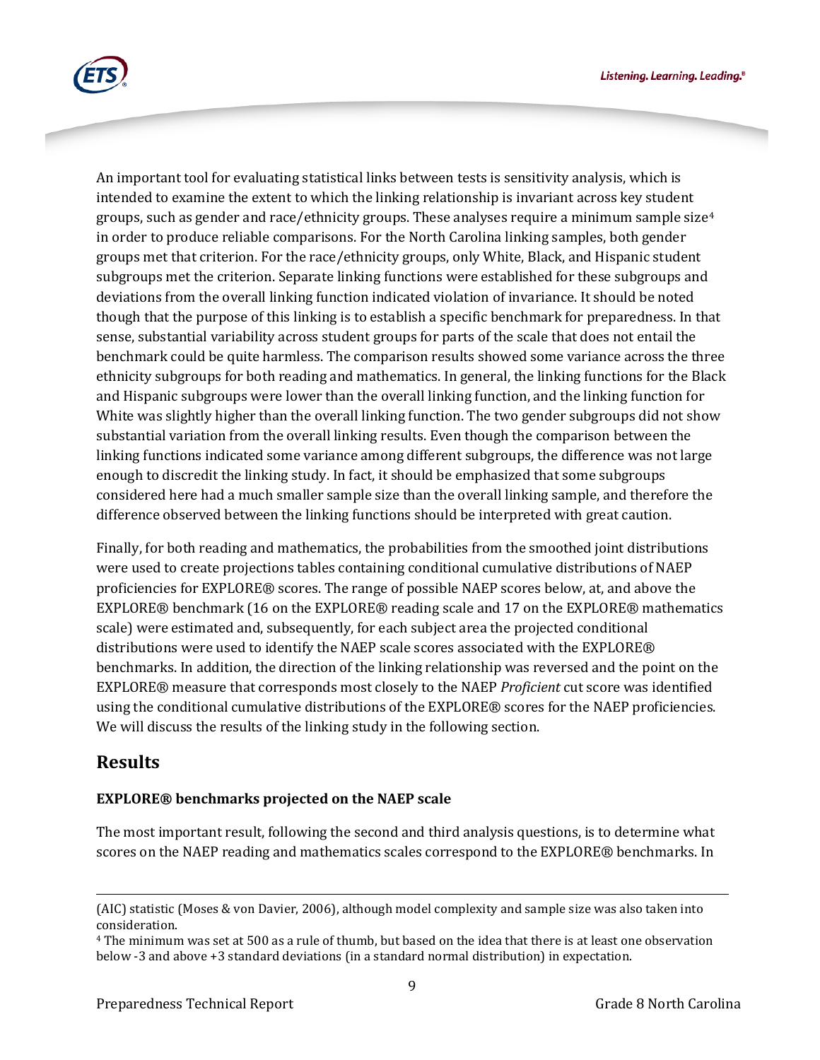An important tool for evaluating statistical links between tests is sensitivity analysis, which is intended to examine the extent to which the linking relationship is invariant across key student groups, such as gender and race/ethnicity groups. These analyses require a minimum sample size[4] in order to produce reliable comparisons. For the North Carolina linking samples, both gender groups met that criterion. For the race/ethnicity groups, only White, Black, and Hispanic student subgroups met the criterion. Separate linking functions were established for these subgroups and deviations from the overall linking function indicated violation of invariance. It should be noted though that the purpose of this linking is to establish a specific benchmark for preparedness. In that sense, substantial variability across student groups for parts of the scale that does not entail the benchmark could be quite harmless. The comparison results showed some variance across the three ethnicity subgroups for both reading and mathematics. In general, the linking functions for the Black and Hispanic subgroups were lower than the overall linking function, and the linking function for White was slightly higher than the overall linking function. The two gender subgroups did not show substantial variation from the overall linking results. Even though the comparison between the linking functions indicated some variance among different subgroups, the difference was not large enough to discredit the linking study. In fact, it should be emphasized that some subgroups considered here had a much smaller sample size than the overall linking sample, and therefore the difference observed between the linking functions should be interpreted with great caution.

Finally, for both reading and mathematics, the probabilities from the smoothed joint distributions were used to create projections tables containing conditional cumulative distributions of NAEP proficiencies for EXPLORE® scores. The range of possible NAEP scores below, at, and above the EXPLORE® benchmark (16 on the EXPLORE® reading scale and 17 on the EXPLORE® mathematics scale) were estimated and, subsequently, for each subject area the projected conditional distributions were used to identify the NAEP scale scores associated with the EXPLORE® benchmarks. In addition, the direction of the linking relationship was reversed and the point on the EXPLORE® measure that corresponds most closely to the NAEP *Proficient* cut score was identified using the conditional cumulative distributions of the EXPLORE® scores for the NAEP proficiencies. We will discuss the results of the linking study in the following section.

## Results

**EXPLORE® benchmarks projected on the NAEP scale**

The most important result, following the second and third analysis questions, is to determine what scores on the NAEP reading and mathematics scales correspond to the EXPLORE® benchmarks. In

---

(AIC) statistic (Moses & von Davier, 2006), although model complexity and sample size was also taken into consideration.

[4] The minimum was set at 500 as a rule of thumb, but based on the idea that there is at least one observation below -3 and above +3 standard deviations (in a standard normal distribution) in expectation.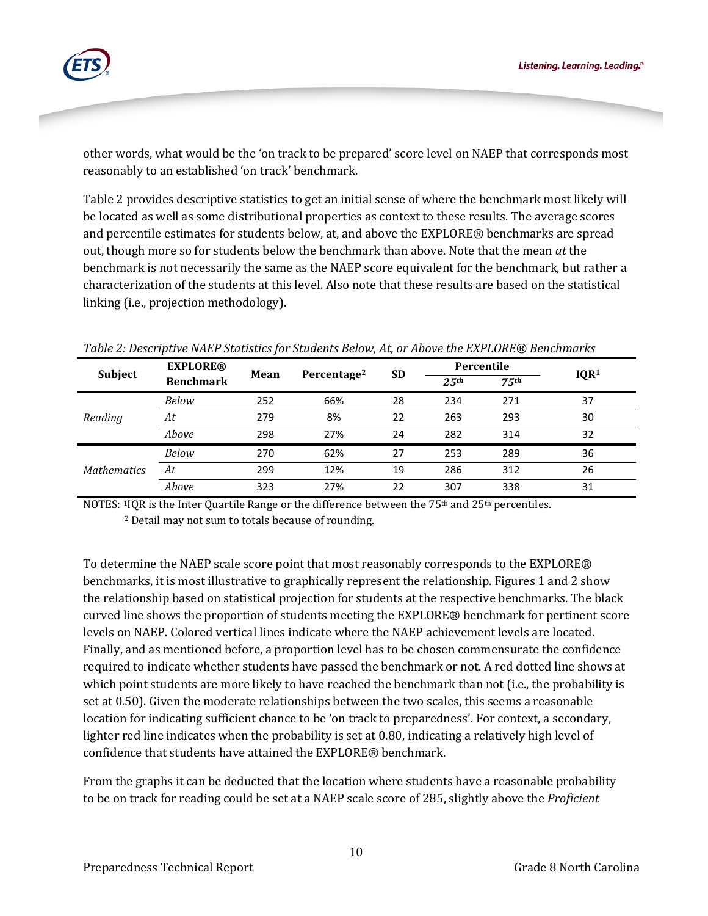other words, what would be the 'on track to be prepared' score level on NAEP that corresponds most reasonably to an established 'on track' benchmark.

Table 2 provides descriptive statistics to get an initial sense of where the benchmark most likely will be located as well as some distributional properties as context to these results. The average scores and percentile estimates for students below, at, and above the EXPLORE® benchmarks are spread out, though more so for students below the benchmark than above. Note that the mean *at* the benchmark is not necessarily the same as the NAEP score equivalent for the benchmark, but rather a characterization of the students at this level. Also note that these results are based on the statistical linking (i.e., projection methodology).

*Table 2: Descriptive NAEP Statistics for Students Below, At, or Above the EXPLORE® Benchmarks*

| Subject | EXPLORE® Benchmark | Mean | Percentage[2] | SD | Percentile | | IQR[1] |
|---|---|---|---|---|---|---|---|
| | | | | | *25th* | *75th* | |
| *Reading* | *Below* | 252 | 66% | 28 | 234 | 271 | 37 |
| | *At* | 279 | 8% | 22 | 263 | 293 | 30 |
| | *Above* | 298 | 27% | 24 | 282 | 314 | 32 |
| *Mathematics* | *Below* | 270 | 62% | 27 | 253 | 289 | 36 |
| | *At* | 299 | 12% | 19 | 286 | 312 | 26 |
| | *Above* | 323 | 27% | 22 | 307 | 338 | 31 |

NOTES: [1]IQR is the Inter Quartile Range or the difference between the 75th and 25th percentiles.
[2] Detail may not sum to totals because of rounding.

To determine the NAEP scale score point that most reasonably corresponds to the EXPLORE® benchmarks, it is most illustrative to graphically represent the relationship. Figures 1 and 2 show the relationship based on statistical projection for students at the respective benchmarks. The black curved line shows the proportion of students meeting the EXPLORE® benchmark for pertinent score levels on NAEP. Colored vertical lines indicate where the NAEP achievement levels are located. Finally, and as mentioned before, a proportion level has to be chosen commensurate the confidence required to indicate whether students have passed the benchmark or not. A red dotted line shows at which point students are more likely to have reached the benchmark than not (i.e., the probability is set at 0.50). Given the moderate relationships between the two scales, this seems a reasonable location for indicating sufficient chance to be 'on track to preparedness'. For context, a secondary, lighter red line indicates when the probability is set at 0.80, indicating a relatively high level of confidence that students have attained the EXPLORE® benchmark.

From the graphs it can be deducted that the location where students have a reasonable probability to be on track for reading could be set at a NAEP scale score of 285, slightly above the *Proficient*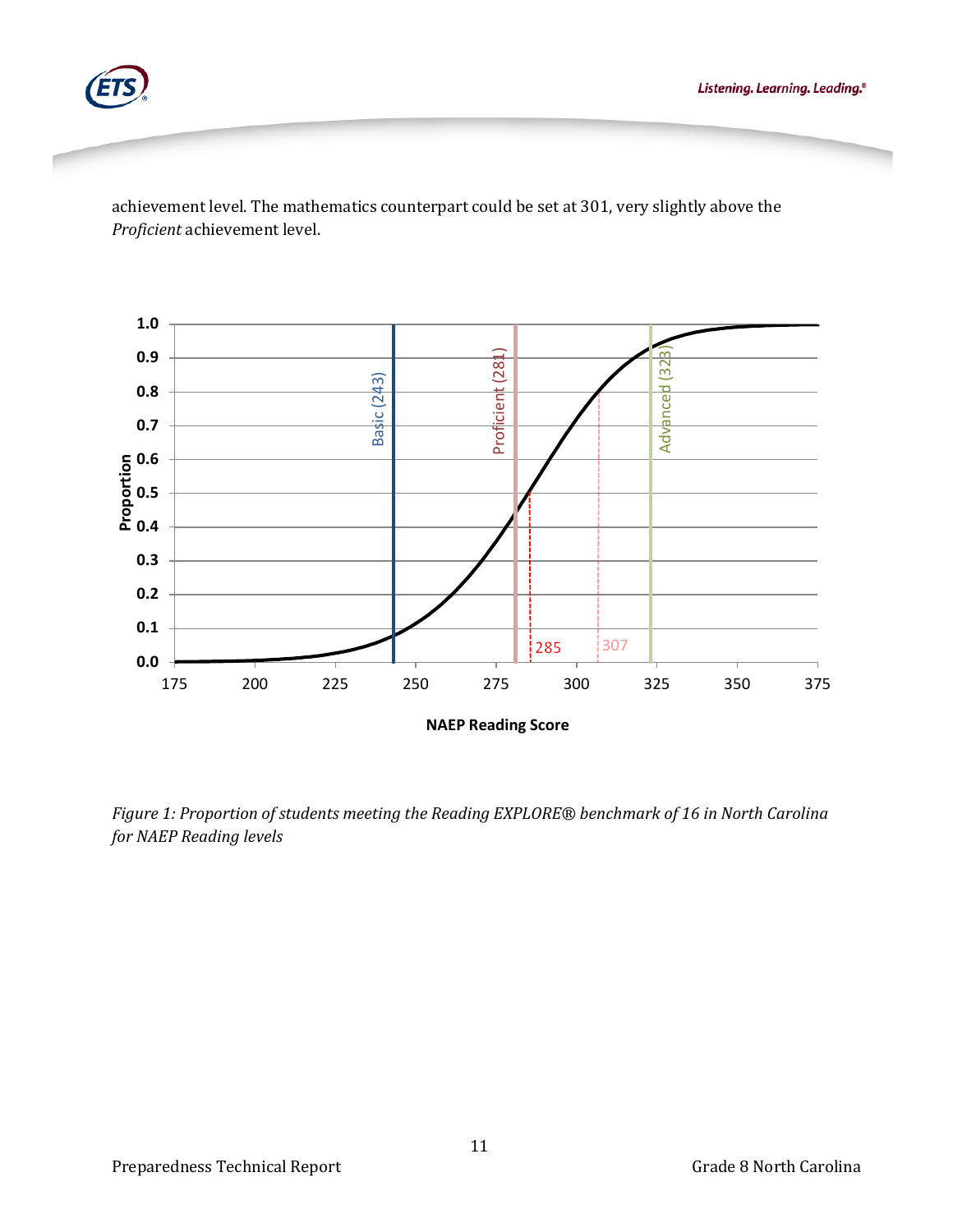achievement level. The mathematics counterpart could be set at 301, very slightly above the *Proficient* achievement level.

*Figure 1: Proportion of students meeting the Reading EXPLORE® benchmark of 16 in North Carolina for NAEP Reading levels*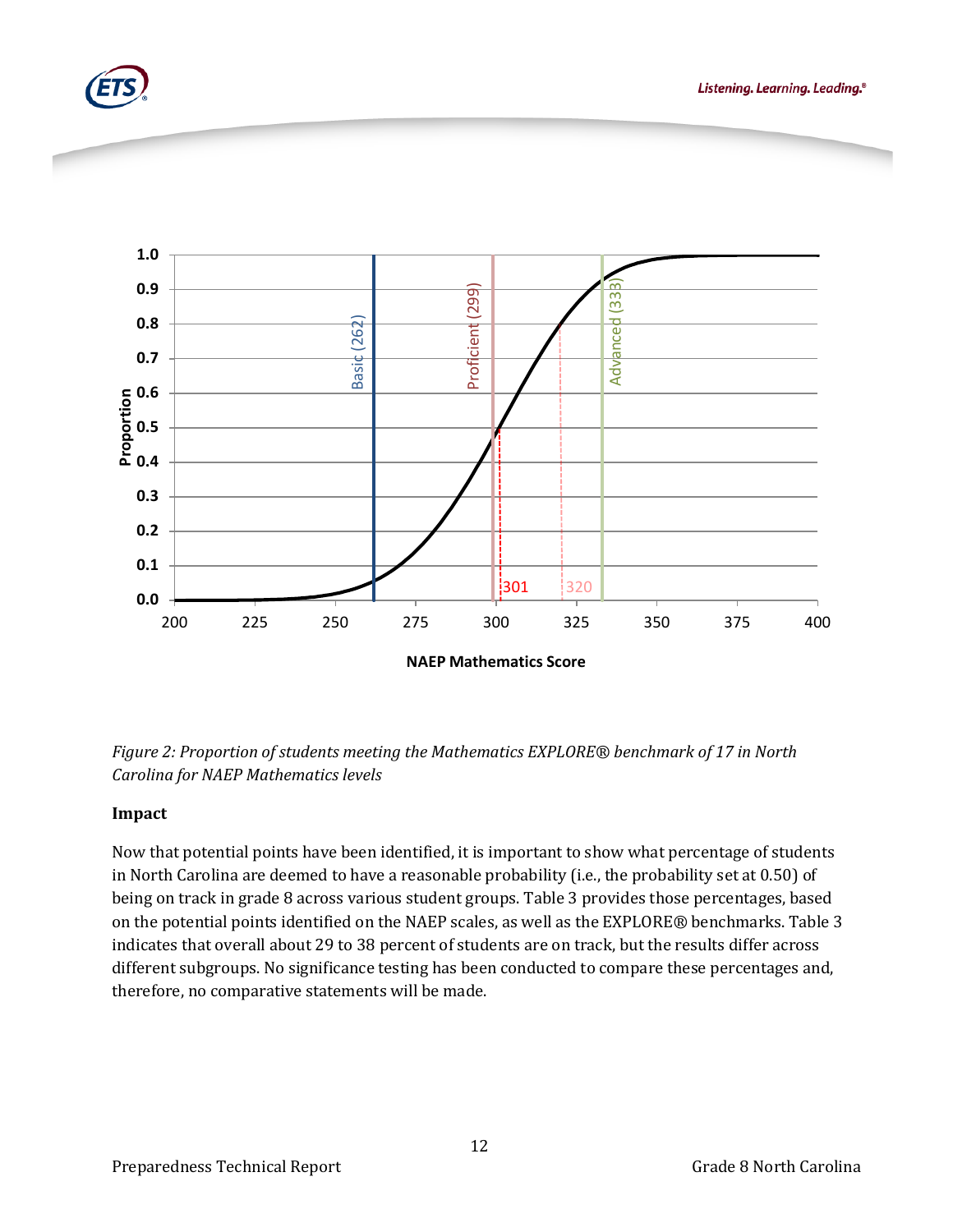*Figure 2: Proportion of students meeting the Mathematics EXPLORE® benchmark of 17 in North Carolina for NAEP Mathematics levels*

**Impact**

Now that potential points have been identified, it is important to show what percentage of students in North Carolina are deemed to have a reasonable probability (i.e., the probability set at 0.50) of being on track in grade 8 across various student groups. Table 3 provides those percentages, based on the potential points identified on the NAEP scales, as well as the EXPLORE® benchmarks. Table 3 indicates that overall about 29 to 38 percent of students are on track, but the results differ across different subgroups. No significance testing has been conducted to compare these percentages and, therefore, no comparative statements will be made.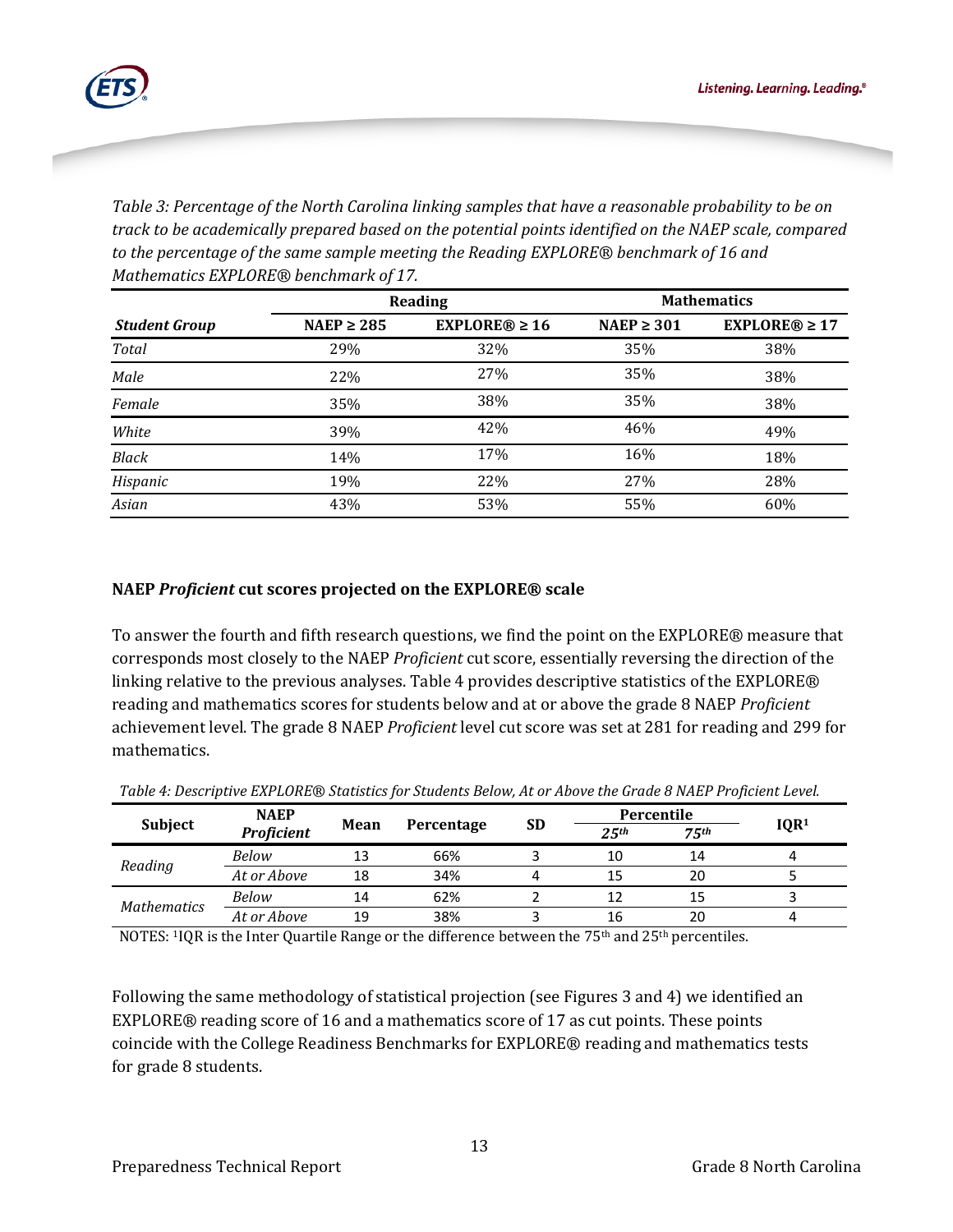*Table 3: Percentage of the North Carolina linking samples that have a reasonable probability to be on track to be academically prepared based on the potential points identified on the NAEP scale, compared to the percentage of the same sample meeting the Reading EXPLORE® benchmark of 16 and Mathematics EXPLORE® benchmark of 17.*

| | Reading | | Mathematics | |
|---|---|---|---|---|
| ***Student Group*** | **NAEP ≥ 285** | **EXPLORE® ≥ 16** | **NAEP ≥ 301** | **EXPLORE® ≥ 17** |
| *Total* | 29% | 32% | 35% | 38% |
| *Male* | 22% | 27% | 35% | 38% |
| *Female* | 35% | 38% | 35% | 38% |
| *White* | 39% | 42% | 46% | 49% |
| *Black* | 14% | 17% | 16% | 18% |
| *Hispanic* | 19% | 22% | 27% | 28% |
| *Asian* | 43% | 53% | 55% | 60% |

**NAEP *Proficient* cut scores projected on the EXPLORE® scale**

To answer the fourth and fifth research questions, we find the point on the EXPLORE® measure that corresponds most closely to the NAEP *Proficient* cut score, essentially reversing the direction of the linking relative to the previous analyses. Table 4 provides descriptive statistics of the EXPLORE® reading and mathematics scores for students below and at or above the grade 8 NAEP *Proficient* achievement level. The grade 8 NAEP *Proficient* level cut score was set at 281 for reading and 299 for mathematics.

*Table 4: Descriptive EXPLORE® Statistics for Students Below, At or Above the Grade 8 NAEP Proficient Level.*

| Subject | NAEP *Proficient* | Mean | Percentage | SD | Percentile | | IQR[1] |
|---|---|---|---|---|---|---|---|
| | | | | | *25th* | *75th* | |
| *Reading* | *Below* | 13 | 66% | 3 | 10 | 14 | 4 |
| | *At or Above* | 18 | 34% | 4 | 15 | 20 | 5 |
| *Mathematics* | *Below* | 14 | 62% | 2 | 12 | 15 | 3 |
| | *At or Above* | 19 | 38% | 3 | 16 | 20 | 4 |

NOTES: [1]IQR is the Inter Quartile Range or the difference between the 75th and 25th percentiles.

Following the same methodology of statistical projection (see Figures 3 and 4) we identified an EXPLORE® reading score of 16 and a mathematics score of 17 as cut points. These points coincide with the College Readiness Benchmarks for EXPLORE® reading and mathematics tests for grade 8 students.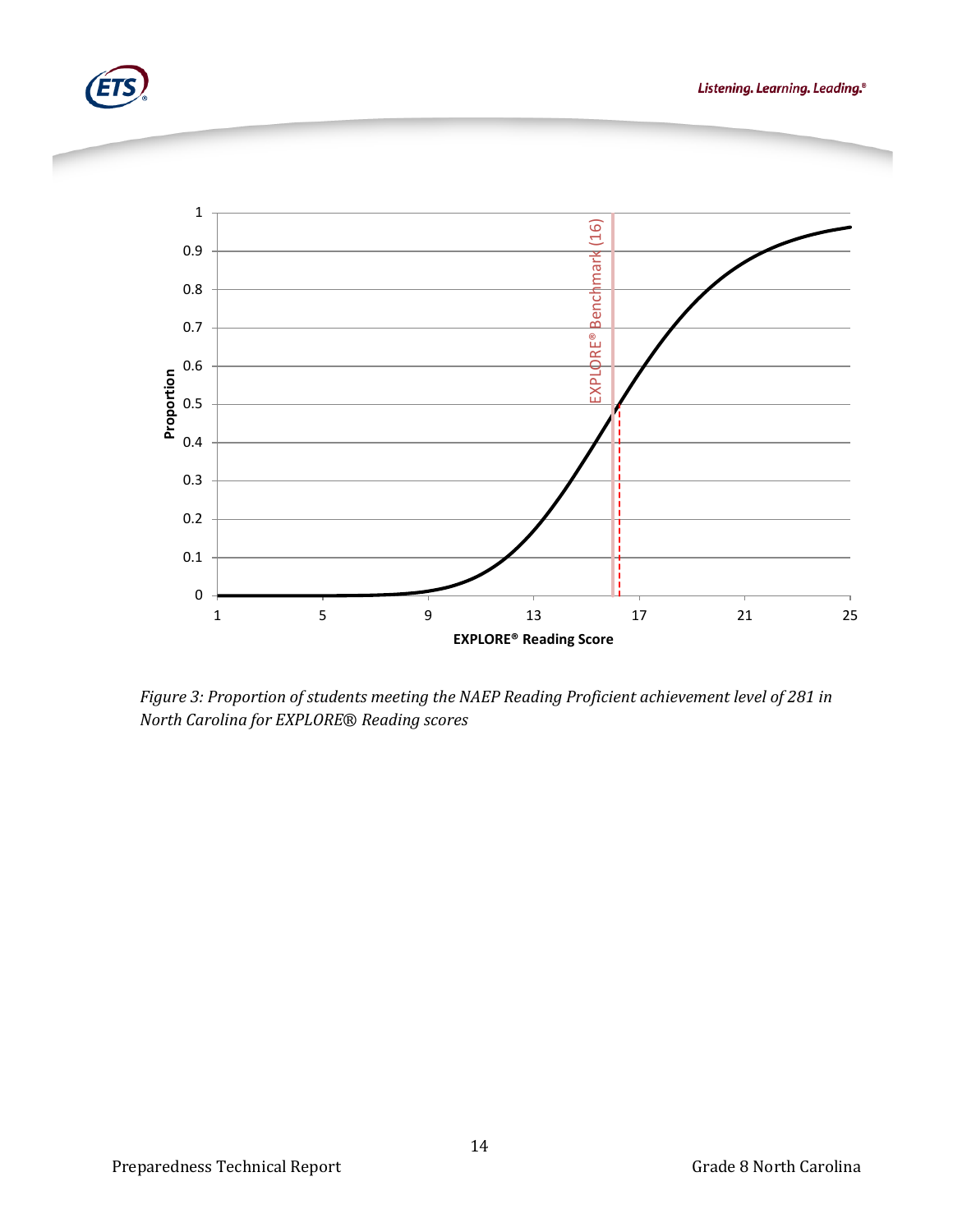*Figure 3: Proportion of students meeting the NAEP Reading Proficient achievement level of 281 in North Carolina for EXPLORE® Reading scores*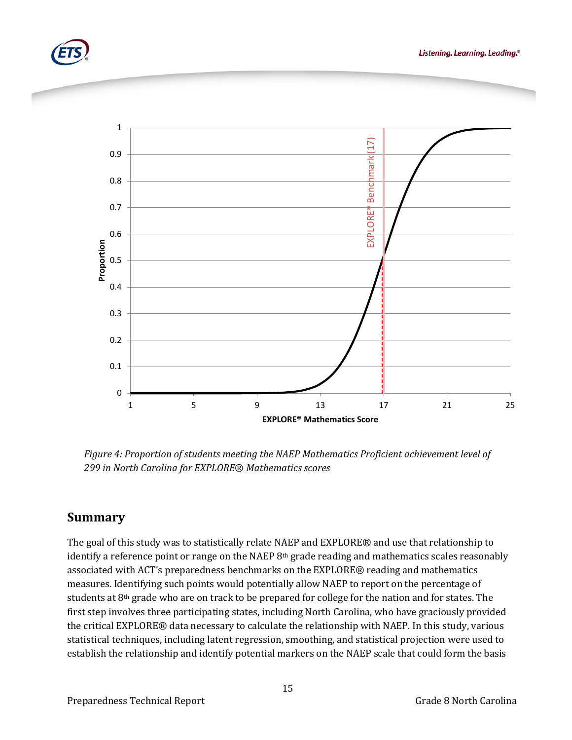*Figure 4: Proportion of students meeting the NAEP Mathematics Proficient achievement level of 299 in North Carolina for EXPLORE® Mathematics scores*

## Summary

The goal of this study was to statistically relate NAEP and EXPLORE® and use that relationship to identify a reference point or range on the NAEP 8th grade reading and mathematics scales reasonably associated with ACT's preparedness benchmarks on the EXPLORE® reading and mathematics measures. Identifying such points would potentially allow NAEP to report on the percentage of students at 8th grade who are on track to be prepared for college for the nation and for states. The first step involves three participating states, including North Carolina, who have graciously provided the critical EXPLORE® data necessary to calculate the relationship with NAEP. In this study, various statistical techniques, including latent regression, smoothing, and statistical projection were used to establish the relationship and identify potential markers on the NAEP scale that could form the basis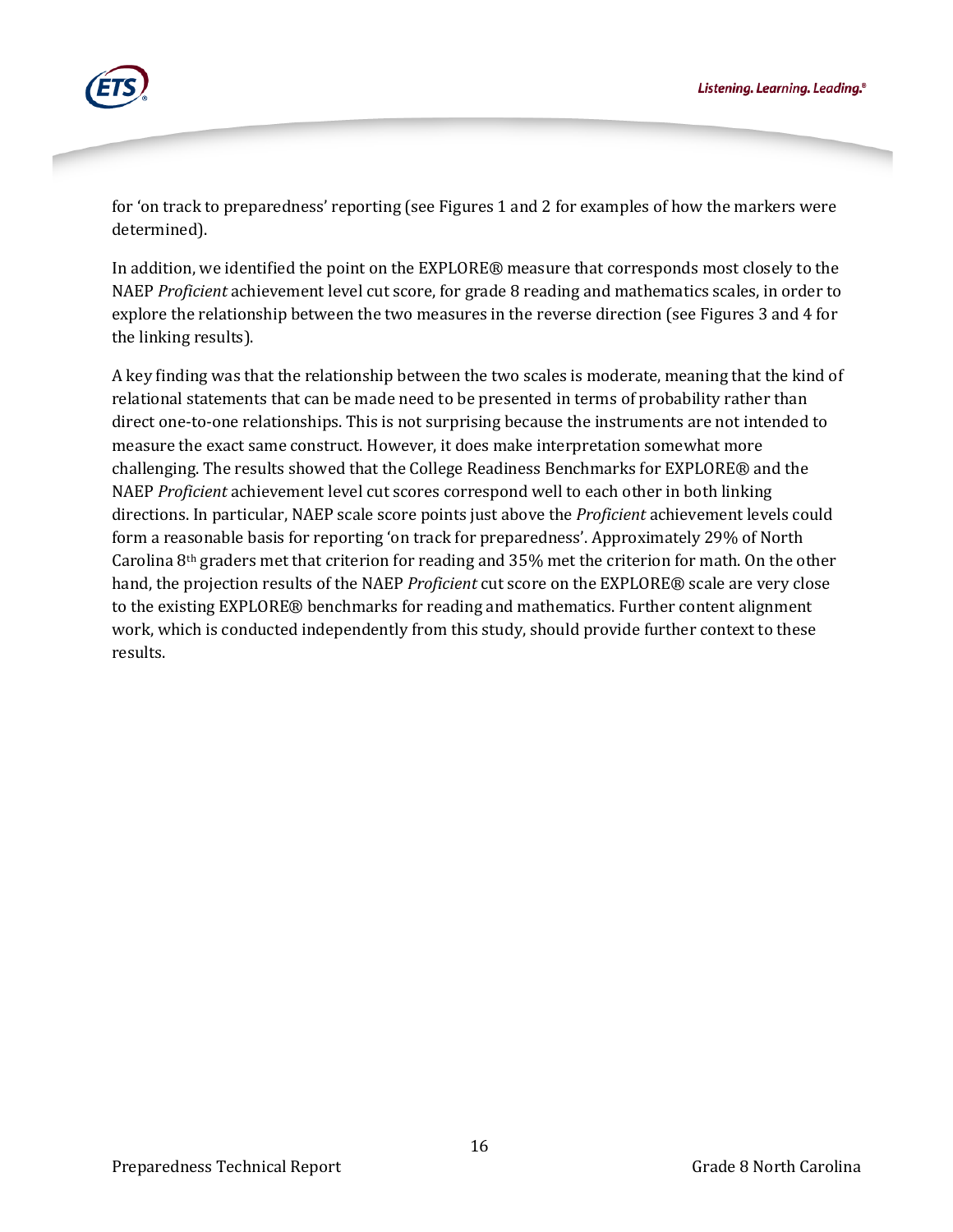for 'on track to preparedness' reporting (see Figures 1 and 2 for examples of how the markers were determined).

In addition, we identified the point on the EXPLORE® measure that corresponds most closely to the NAEP *Proficient* achievement level cut score, for grade 8 reading and mathematics scales, in order to explore the relationship between the two measures in the reverse direction (see Figures 3 and 4 for the linking results).

A key finding was that the relationship between the two scales is moderate, meaning that the kind of relational statements that can be made need to be presented in terms of probability rather than direct one-to-one relationships. This is not surprising because the instruments are not intended to measure the exact same construct. However, it does make interpretation somewhat more challenging. The results showed that the College Readiness Benchmarks for EXPLORE® and the NAEP *Proficient* achievement level cut scores correspond well to each other in both linking directions. In particular, NAEP scale score points just above the *Proficient* achievement levels could form a reasonable basis for reporting 'on track for preparedness'. Approximately 29% of North Carolina 8th graders met that criterion for reading and 35% met the criterion for math. On the other hand, the projection results of the NAEP *Proficient* cut score on the EXPLORE® scale are very close to the existing EXPLORE® benchmarks for reading and mathematics. Further content alignment work, which is conducted independently from this study, should provide further context to these results.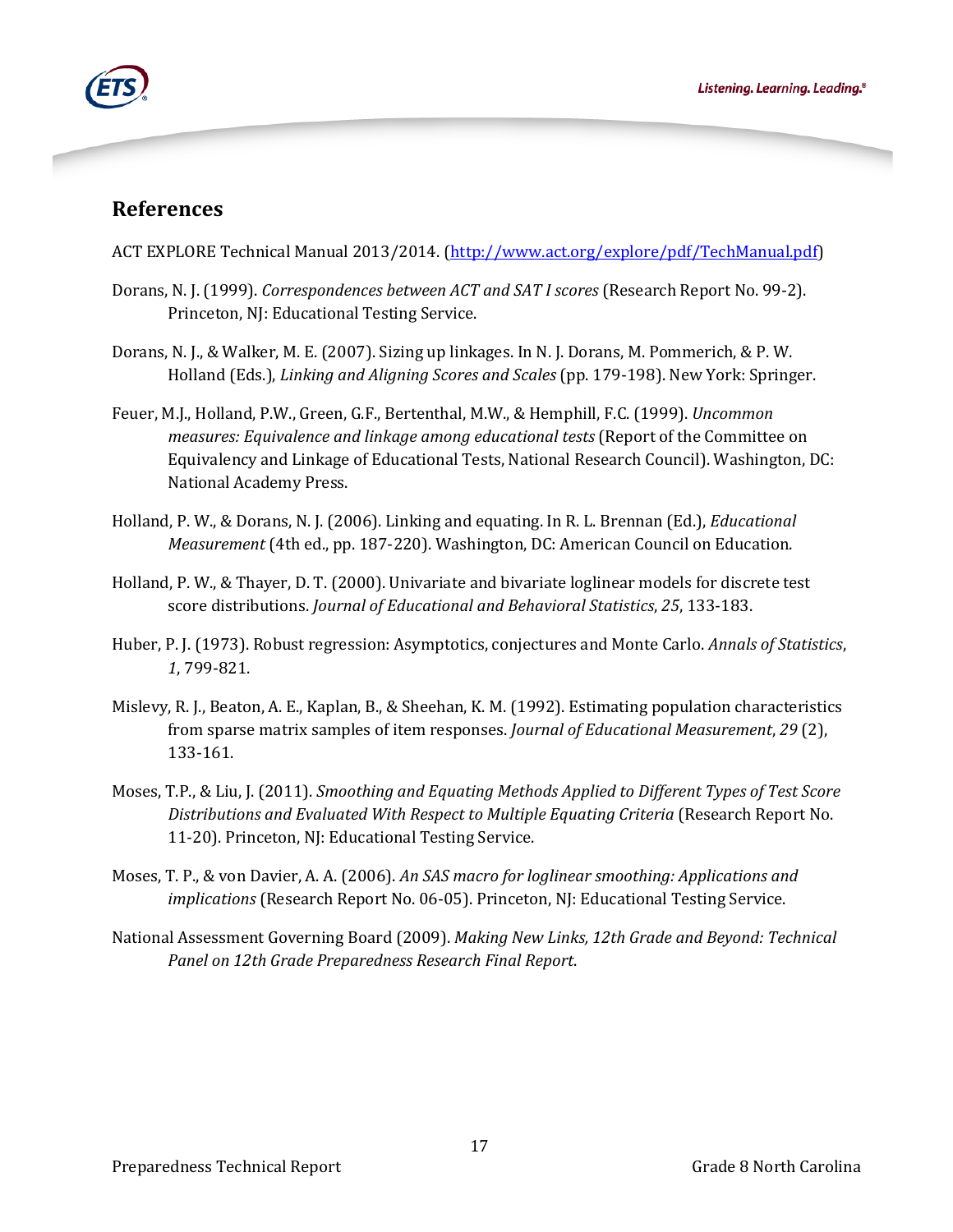## References

ACT EXPLORE Technical Manual 2013/2014. (http://www.act.org/explore/pdf/TechManual.pdf)

Dorans, N. J. (1999). *Correspondences between ACT and SAT I scores* (Research Report No. 99-2). Princeton, NJ: Educational Testing Service.

Dorans, N. J., & Walker, M. E. (2007). Sizing up linkages. In N. J. Dorans, M. Pommerich, & P. W. Holland (Eds.), *Linking and Aligning Scores and Scales* (pp. 179-198). New York: Springer.

Feuer, M.J., Holland, P.W., Green, G.F., Bertenthal, M.W., & Hemphill, F.C. (1999). *Uncommon measures: Equivalence and linkage among educational tests* (Report of the Committee on Equivalency and Linkage of Educational Tests, National Research Council). Washington, DC: National Academy Press.

Holland, P. W., & Dorans, N. J. (2006). Linking and equating. In R. L. Brennan (Ed.), *Educational Measurement* (4th ed., pp. 187-220). Washington, DC: American Council on Education.

Holland, P. W., & Thayer, D. T. (2000). Univariate and bivariate loglinear models for discrete test score distributions. *Journal of Educational and Behavioral Statistics*, *25*, 133-183.

Huber, P. J. (1973). Robust regression: Asymptotics, conjectures and Monte Carlo. *Annals of Statistics*, *1*, 799-821.

Mislevy, R. J., Beaton, A. E., Kaplan, B., & Sheehan, K. M. (1992). Estimating population characteristics from sparse matrix samples of item responses. *Journal of Educational Measurement*, *29* (2), 133-161.

Moses, T.P., & Liu, J. (2011). *Smoothing and Equating Methods Applied to Different Types of Test Score Distributions and Evaluated With Respect to Multiple Equating Criteria* (Research Report No. 11-20). Princeton, NJ: Educational Testing Service.

Moses, T. P., & von Davier, A. A. (2006). *An SAS macro for loglinear smoothing: Applications and implications* (Research Report No. 06-05). Princeton, NJ: Educational Testing Service.

National Assessment Governing Board (2009). *Making New Links, 12th Grade and Beyond: Technical Panel on 12th Grade Preparedness Research Final Report.*